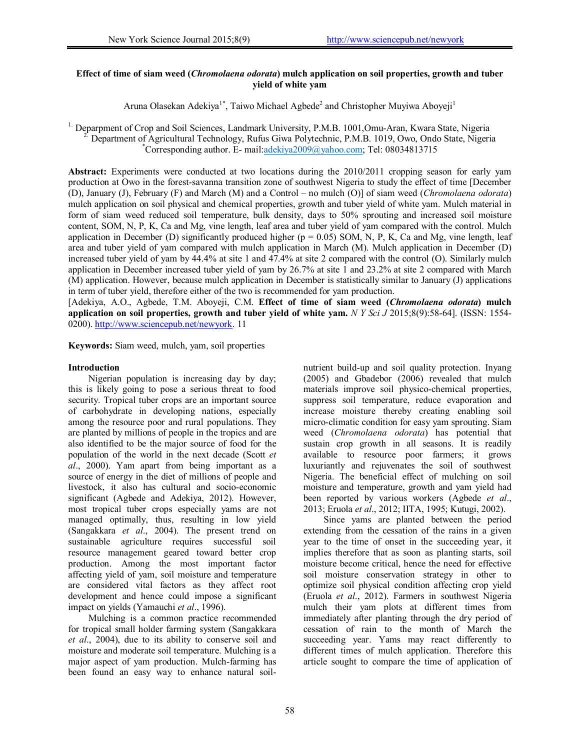# Effect of time of siam weed (*Chromolaena odorata*) mulch application on soil properties, growth and tuber yield of white yam

Aruna Olasekan Adekiya[1*], Taiwo Michael Agbede[2] and Christopher Muyiwa Aboyeji[1]

[1] Deparpment of Crop and Soil Sciences, Landmark University, P.M.B. 1001,Omu-Aran, Kwara State, Nigeria
[2] Department of Agricultural Technology, Rufus Giwa Polytechnic, P.M.B. 1019, Owo, Ondo State, Nigeria
[*]Corresponding author. E- mail:adekiya2009@yahoo.com; Tel: 08034813715

**Abstract:** Experiments were conducted at two locations during the 2010/2011 cropping season for early yam production at Owo in the forest-savanna transition zone of southwest Nigeria to study the effect of time [December (D), January (J), February (F) and March (M) and a Control – no mulch (O)] of siam weed (*Chromolaena odorata*) mulch application on soil physical and chemical properties, growth and tuber yield of white yam. Mulch material in form of siam weed reduced soil temperature, bulk density, days to 50% sprouting and increased soil moisture content, SOM, N, P, K, Ca and Mg, vine length, leaf area and tuber yield of yam compared with the control. Mulch application in December (D) significantly produced higher (p = 0.05) SOM, N, P, K, Ca and Mg, vine length, leaf area and tuber yield of yam compared with mulch application in March (M). Mulch application in December (D) increased tuber yield of yam by 44.4% at site 1 and 47.4% at site 2 compared with the control (O). Similarly mulch application in December increased tuber yield of yam by 26.7% at site 1 and 23.2% at site 2 compared with March (M) application. However, because mulch application in December is statistically similar to January (J) applications in term of tuber yield, therefore either of the two is recommended for yam production.

[Adekiya, A.O., Agbede, T.M. Aboyeji, C.M. **Effect of time of siam weed (*Chromolaena odorata*) mulch application on soil properties, growth and tuber yield of white yam.** *N Y Sci J* 2015;8(9):58-64]. (ISSN: 1554-0200). http://www.sciencepub.net/newyork. 11

**Keywords:** Siam weed, mulch, yam, soil properties

## Introduction

Nigerian population is increasing day by day; this is likely going to pose a serious threat to food security. Tropical tuber crops are an important source of carbohydrate in developing nations, especially among the resource poor and rural populations. They are planted by millions of people in the tropics and are also identified to be the major source of food for the population of the world in the next decade (Scott *et al*., 2000). Yam apart from being important as a source of energy in the diet of millions of people and livestock, it also has cultural and socio-economic significant (Agbede and Adekiya, 2012). However, most tropical tuber crops especially yams are not managed optimally, thus, resulting in low yield (Sangakkara *et al*., 2004). The present trend on sustainable agriculture requires successful soil resource management geared toward better crop production. Among the most important factor affecting yield of yam, soil moisture and temperature are considered vital factors as they affect root development and hence could impose a significant impact on yields (Yamauchi *et al*., 1996).

Mulching is a common practice recommended for tropical small holder farming system (Sangakkara *et al*., 2004), due to its ability to conserve soil and moisture and moderate soil temperature. Mulching is a major aspect of yam production. Mulch-farming has been found an easy way to enhance natural soil-nutrient build-up and soil quality protection. Inyang (2005) and Gbadebor (2006) revealed that mulch materials improve soil physico-chemical properties, suppress soil temperature, reduce evaporation and increase moisture thereby creating enabling soil micro-climatic condition for easy yam sprouting. Siam weed (*Chromolaena odorata*) has potential that sustain crop growth in all seasons. It is readily available to resource poor farmers; it grows luxuriantly and rejuvenates the soil of southwest Nigeria. The beneficial effect of mulching on soil moisture and temperature, growth and yam yield had been reported by various workers (Agbede *et al*., 2013; Eruola *et al*., 2012; IITA, 1995; Kutugi, 2002).

Since yams are planted between the period extending from the cessation of the rains in a given year to the time of onset in the succeeding year, it implies therefore that as soon as planting starts, soil moisture become critical, hence the need for effective soil moisture conservation strategy in other to optimize soil physical condition affecting crop yield (Eruola *et al*., 2012). Farmers in southwest Nigeria mulch their yam plots at different times from immediately after planting through the dry period of cessation of rain to the month of March the succeeding year. Yams may react differently to different times of mulch application. Therefore this article sought to compare the time of application of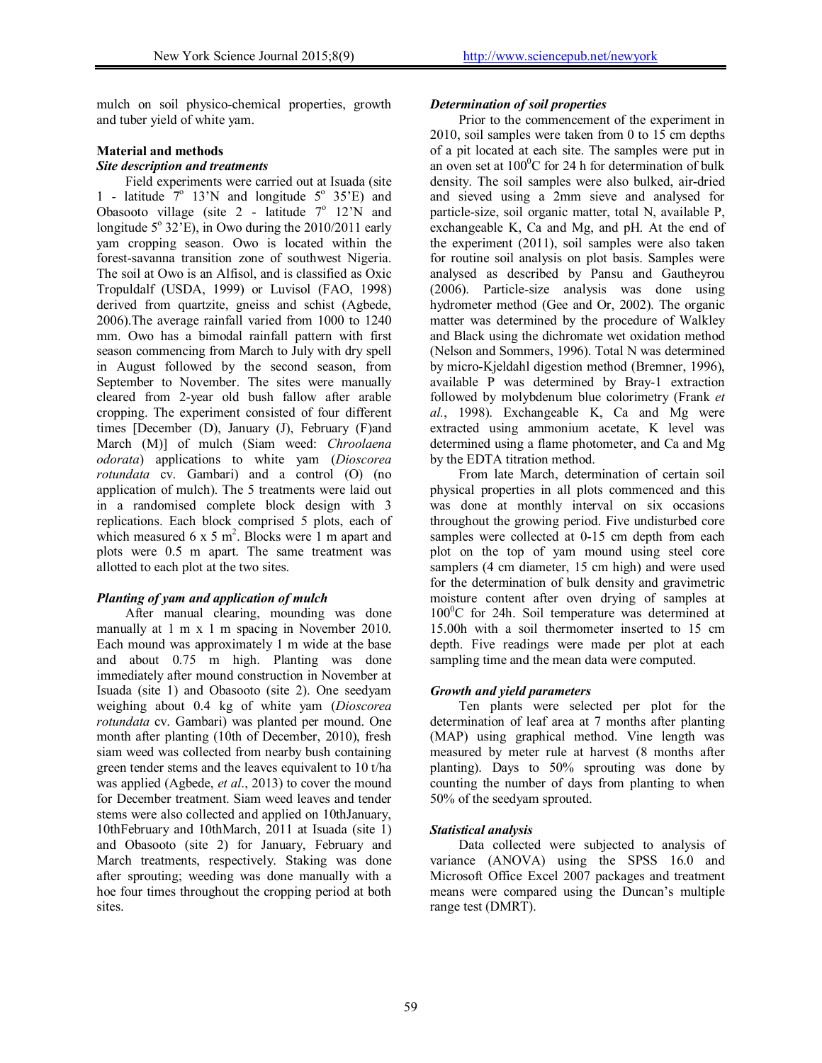mulch on soil physico-chemical properties, growth and tuber yield of white yam.

## Material and methods

### *Site description and treatments*

Field experiments were carried out at Isuada (site 1 - latitude 7° 13'N and longitude 5° 35'E) and Obasooto village (site 2 - latitude 7° 12'N and longitude 5° 32'E), in Owo during the 2010/2011 early yam cropping season. Owo is located within the forest-savanna transition zone of southwest Nigeria. The soil at Owo is an Alfisol, and is classified as Oxic Tropuldalf (USDA, 1999) or Luvisol (FAO, 1998) derived from quartzite, gneiss and schist (Agbede, 2006).The average rainfall varied from 1000 to 1240 mm. Owo has a bimodal rainfall pattern with first season commencing from March to July with dry spell in August followed by the second season, from September to November. The sites were manually cleared from 2-year old bush fallow after arable cropping. The experiment consisted of four different times [December (D), January (J), February (F)and March (M)] of mulch (Siam weed: *Chroolaena odorata*) applications to white yam (*Dioscorea rotundata* cv. Gambari) and a control (O) (no application of mulch). The 5 treatments were laid out in a randomised complete block design with 3 replications. Each block comprised 5 plots, each of which measured 6 x 5 $m^2$. Blocks were 1 m apart and plots were 0.5 m apart. The same treatment was allotted to each plot at the two sites.

### *Planting of yam and application of mulch*

After manual clearing, mounding was done manually at 1 m x 1 m spacing in November 2010. Each mound was approximately 1 m wide at the base and about 0.75 m high. Planting was done immediately after mound construction in November at Isuada (site 1) and Obasooto (site 2). One seedyam weighing about 0.4 kg of white yam (*Dioscorea rotundata* cv. Gambari) was planted per mound. One month after planting (10th of December, 2010), fresh siam weed was collected from nearby bush containing green tender stems and the leaves equivalent to 10 t/ha was applied (Agbede, *et al*., 2013) to cover the mound for December treatment. Siam weed leaves and tender stems were also collected and applied on 10thJanuary, 10thFebruary and 10thMarch, 2011 at Isuada (site 1) and Obasooto (site 2) for January, February and March treatments, respectively. Staking was done after sprouting; weeding was done manually with a hoe four times throughout the cropping period at both sites.

### *Determination of soil properties*

Prior to the commencement of the experiment in 2010, soil samples were taken from 0 to 15 cm depths of a pit located at each site. The samples were put in an oven set at 100°C for 24 h for determination of bulk density. The soil samples were also bulked, air-dried and sieved using a 2mm sieve and analysed for particle-size, soil organic matter, total N, available P, exchangeable K, Ca and Mg, and pH. At the end of the experiment (2011), soil samples were also taken for routine soil analysis on plot basis. Samples were analysed as described by Pansu and Gautheyrou (2006). Particle-size analysis was done using hydrometer method (Gee and Or, 2002). The organic matter was determined by the procedure of Walkley and Black using the dichromate wet oxidation method (Nelson and Sommers, 1996). Total N was determined by micro-Kjeldahl digestion method (Bremner, 1996), available P was determined by Bray-1 extraction followed by molybdenum blue colorimetry (Frank *et al.*, 1998). Exchangeable K, Ca and Mg were extracted using ammonium acetate, K level was determined using a flame photometer, and Ca and Mg by the EDTA titration method.

From late March, determination of certain soil physical properties in all plots commenced and this was done at monthly interval on six occasions throughout the growing period. Five undisturbed core samples were collected at 0-15 cm depth from each plot on the top of yam mound using steel core samplers (4 cm diameter, 15 cm high) and were used for the determination of bulk density and gravimetric moisture content after oven drying of samples at 100°C for 24h. Soil temperature was determined at 15.00h with a soil thermometer inserted to 15 cm depth. Five readings were made per plot at each sampling time and the mean data were computed.

### *Growth and yield parameters*

Ten plants were selected per plot for the determination of leaf area at 7 months after planting (MAP) using graphical method. Vine length was measured by meter rule at harvest (8 months after planting). Days to 50% sprouting was done by counting the number of days from planting to when 50% of the seedyam sprouted.

### *Statistical analysis*

Data collected were subjected to analysis of variance (ANOVA) using the SPSS 16.0 and Microsoft Office Excel 2007 packages and treatment means were compared using the Duncan's multiple range test (DMRT).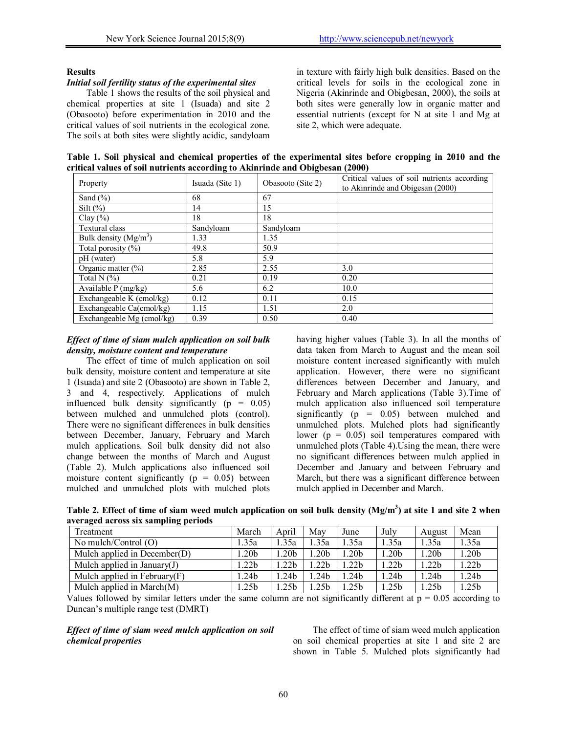## Results

### *Initial soil fertility status of the experimental sites*

Table 1 shows the results of the soil physical and chemical properties at site 1 (Isuada) and site 2 (Obasooto) before experimentation in 2010 and the critical values of soil nutrients in the ecological zone. The soils at both sites were slightly acidic, sandyloam in texture with fairly high bulk densities. Based on the critical levels for soils in the ecological zone in Nigeria (Akinrinde and Obigbesan, 2000), the soils at both sites were generally low in organic matter and essential nutrients (except for N at site 1 and Mg at site 2, which were adequate.

**Table 1. Soil physical and chemical properties of the experimental sites before cropping in 2010 and the critical values of soil nutrients according to Akinrinde and Obigbesan (2000)**

| Property | Isuada (Site 1) | Obasooto (Site 2) | Critical values of soil nutrients according to Akinrinde and Obigesan (2000) |
|---|---|---|---|
| Sand (%) | 68 | 67 | |
| Silt (%) | 14 | 15 | |
| Clay (%) | 18 | 18 | |
| Textural class | Sandyloam | Sandyloam | |
| Bulk density (Mg/m$^3$) | 1.33 | 1.35 | |
| Total porosity (%) | 49.8 | 50.9 | |
| pH (water) | 5.8 | 5.9 | |
| Organic matter (%) | 2.85 | 2.55 | 3.0 |
| Total N (%) | 0.21 | 0.19 | 0.20 |
| Available P (mg/kg) | 5.6 | 6.2 | 10.0 |
| Exchangeable K (cmol/kg) | 0.12 | 0.11 | 0.15 |
| Exchangeable Ca(cmol/kg) | 1.15 | 1.51 | 2.0 |
| Exchangeable Mg (cmol/kg) | 0.39 | 0.50 | 0.40 |

### *Effect of time of siam mulch application on soil bulk density, moisture content and temperature*

The effect of time of mulch application on soil bulk density, moisture content and temperature at site 1 (Isuada) and site 2 (Obasooto) are shown in Table 2, 3 and 4, respectively. Applications of mulch influenced bulk density significantly ($p = 0.05$) between mulched and unmulched plots (control). There were no significant differences in bulk densities between December, January, February and March mulch applications. Soil bulk density did not also change between the months of March and August (Table 2). Mulch applications also influenced soil moisture content significantly ($p = 0.05$) between mulched and unmulched plots with mulched plots having higher values (Table 3). In all the months of data taken from March to August and the mean soil moisture content increased significantly with mulch application. However, there were no significant differences between December and January, and February and March applications (Table 3).Time of mulch application also influenced soil temperature significantly ($p = 0.05$) between mulched and unmulched plots. Mulched plots had significantly lower ($p = 0.05$) soil temperatures compared with unmulched plots (Table 4).Using the mean, there were no significant differences between mulch applied in December and January and between February and March, but there was a significant difference between mulch applied in December and March.

**Table 2. Effect of time of siam weed mulch application on soil bulk density (Mg/m$^3$) at site 1 and site 2 when averaged across six sampling periods**

| Treatment | March | April | May | June | July | August | Mean |
|---|---|---|---|---|---|---|---|
| No mulch/Control (O) | 1.35a | 1.35a | 1.35a | 1.35a | 1.35a | 1.35a | 1.35a |
| Mulch applied in December(D) | 1.20b | 1.20b | 1.20b | 1.20b | 1.20b | 1.20b | 1.20b |
| Mulch applied in January(J) | 1.22b | 1.22b | 1.22b | 1.22b | 1.22b | 1.22b | 1.22b |
| Mulch applied in February(F) | 1.24b | 1.24b | 1.24b | 1.24b | 1.24b | 1.24b | 1.24b |
| Mulch applied in March(M) | 1.25b | 1.25b | 1.25b | 1.25b | 1.25b | 1.25b | 1.25b |

Values followed by similar letters under the same column are not significantly different at $p = 0.05$ according to Duncan's multiple range test (DMRT)

### *Effect of time of siam weed mulch application on soil chemical properties*

The effect of time of siam weed mulch application on soil chemical properties at site 1 and site 2 are shown in Table 5. Mulched plots significantly had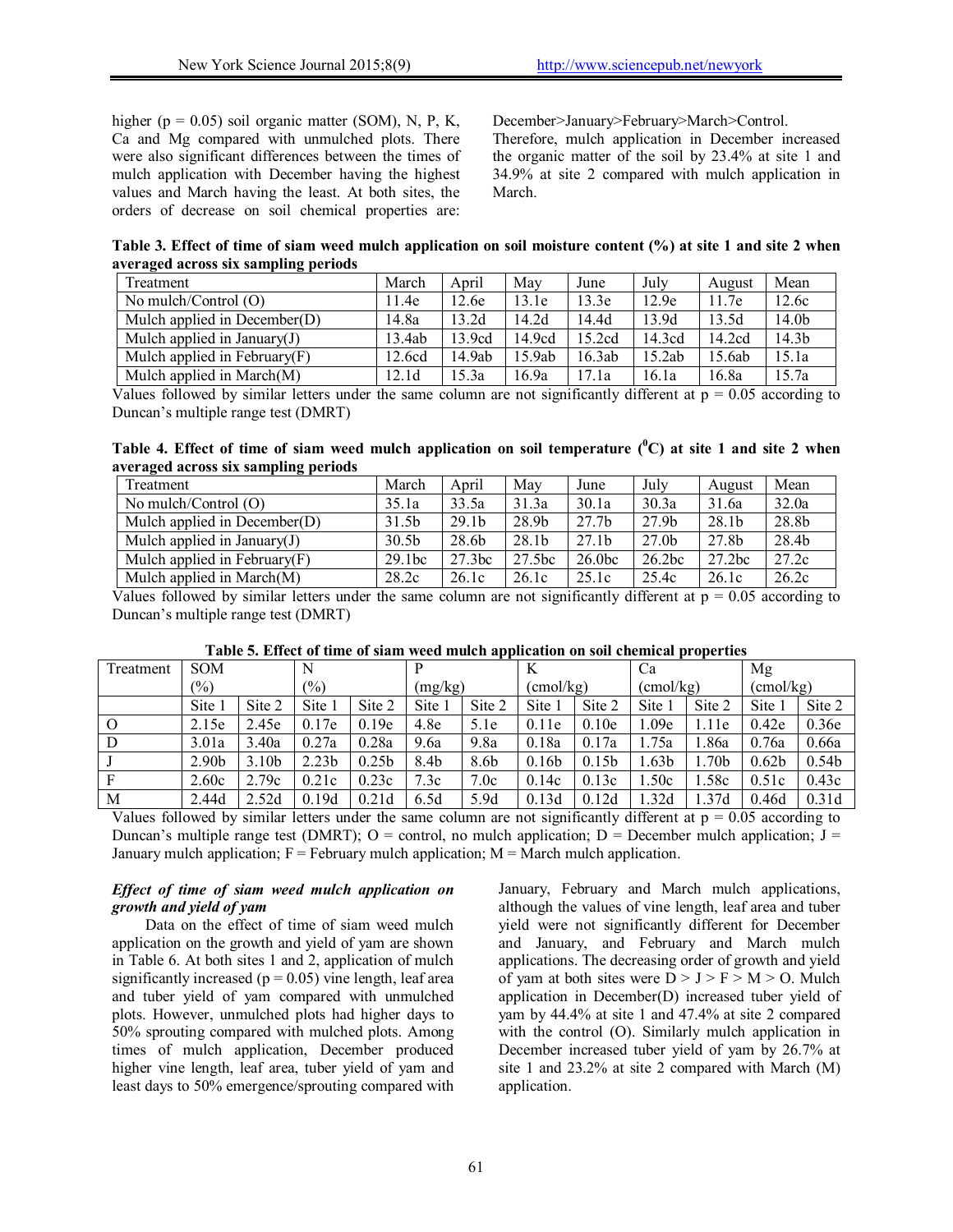higher ($p = 0.05$) soil organic matter (SOM), N, P, K, Ca and Mg compared with unmulched plots. There were also significant differences between the times of mulch application with December having the highest values and March having the least. At both sites, the orders of decrease on soil chemical properties are: December>January>February>March>Control. Therefore, mulch application in December increased the organic matter of the soil by 23.4% at site 1 and 34.9% at site 2 compared with mulch application in March.

**Table 3. Effect of time of siam weed mulch application on soil moisture content (%) at site 1 and site 2 when averaged across six sampling periods**

| Treatment | March | April | May | June | July | August | Mean |
|---|---|---|---|---|---|---|---|
| No mulch/Control (O) | 11.4e | 12.6e | 13.1e | 13.3e | 12.9e | 11.7e | 12.6c |
| Mulch applied in December(D) | 14.8a | 13.2d | 14.2d | 14.4d | 13.9d | 13.5d | 14.0b |
| Mulch applied in January(J) | 13.4ab | 13.9cd | 14.9cd | 15.2cd | 14.3cd | 14.2cd | 14.3b |
| Mulch applied in February(F) | 12.6cd | 14.9ab | 15.9ab | 16.3ab | 15.2ab | 15.6ab | 15.1a |
| Mulch applied in March(M) | 12.1d | 15.3a | 16.9a | 17.1a | 16.1a | 16.8a | 15.7a |

Values followed by similar letters under the same column are not significantly different at $p = 0.05$ according to Duncan's multiple range test (DMRT)

**Table 4. Effect of time of siam weed mulch application on soil temperature ($^0$C) at site 1 and site 2 when averaged across six sampling periods**

| Treatment | March | April | May | June | July | August | Mean |
|---|---|---|---|---|---|---|---|
| No mulch/Control (O) | 35.1a | 33.5a | 31.3a | 30.1a | 30.3a | 31.6a | 32.0a |
| Mulch applied in December(D) | 31.5b | 29.1b | 28.9b | 27.7b | 27.9b | 28.1b | 28.8b |
| Mulch applied in January(J) | 30.5b | 28.6b | 28.1b | 27.1b | 27.0b | 27.8b | 28.4b |
| Mulch applied in February(F) | 29.1bc | 27.3bc | 27.5bc | 26.0bc | 26.2bc | 27.2bc | 27.2c |
| Mulch applied in March(M) | 28.2c | 26.1c | 26.1c | 25.1c | 25.4c | 26.1c | 26.2c |

Values followed by similar letters under the same column are not significantly different at $p = 0.05$ according to Duncan's multiple range test (DMRT)

**Table 5. Effect of time of siam weed mulch application on soil chemical properties**

| Treatment | SOM (%) | | N (%) | | P (mg/kg) | | K (cmol/kg) | | Ca (cmol/kg) | | Mg (cmol/kg) | |
|---|---|---|---|---|---|---|---|---|---|---|---|---|
| | Site 1 | Site 2 | Site 1 | Site 2 | Site 1 | Site 2 | Site 1 | Site 2 | Site 1 | Site 2 | Site 1 | Site 2 |
| O | 2.15e | 2.45e | 0.17e | 0.19e | 4.8e | 5.1e | 0.11e | 0.10e | 1.09e | 1.11e | 0.42e | 0.36e |
| D | 3.01a | 3.40a | 0.27a | 0.28a | 9.6a | 9.8a | 0.18a | 0.17a | 1.75a | 1.86a | 0.76a | 0.66a |
| J | 2.90b | 3.10b | 2.23b | 0.25b | 8.4b | 8.6b | 0.16b | 0.15b | 1.63b | 1.70b | 0.62b | 0.54b |
| F | 2.60c | 2.79c | 0.21c | 0.23c | 7.3c | 7.0c | 0.14c | 0.13c | 1.50c | 1.58c | 0.51c | 0.43c |
| M | 2.44d | 2.52d | 0.19d | 0.21d | 6.5d | 5.9d | 0.13d | 0.12d | 1.32d | 1.37d | 0.46d | 0.31d |

Values followed by similar letters under the same column are not significantly different at $p = 0.05$ according to Duncan's multiple range test (DMRT); O = control, no mulch application; D = December mulch application; J = January mulch application; F = February mulch application; M = March mulch application.

### *Effect of time of siam weed mulch application on growth and yield of yam*

Data on the effect of time of siam weed mulch application on the growth and yield of yam are shown in Table 6. At both sites 1 and 2, application of mulch significantly increased ($p = 0.05$) vine length, leaf area and tuber yield of yam compared with unmulched plots. However, unmulched plots had higher days to 50% sprouting compared with mulched plots. Among times of mulch application, December produced higher vine length, leaf area, tuber yield of yam and least days to 50% emergence/sprouting compared with January, February and March mulch applications, although the values of vine length, leaf area and tuber yield were not significantly different for December and January, and February and March mulch applications. The decreasing order of growth and yield of yam at both sites were D > J > F > M > O. Mulch application in December(D) increased tuber yield of yam by 44.4% at site 1 and 47.4% at site 2 compared with the control (O). Similarly mulch application in December increased tuber yield of yam by 26.7% at site 1 and 23.2% at site 2 compared with March (M) application.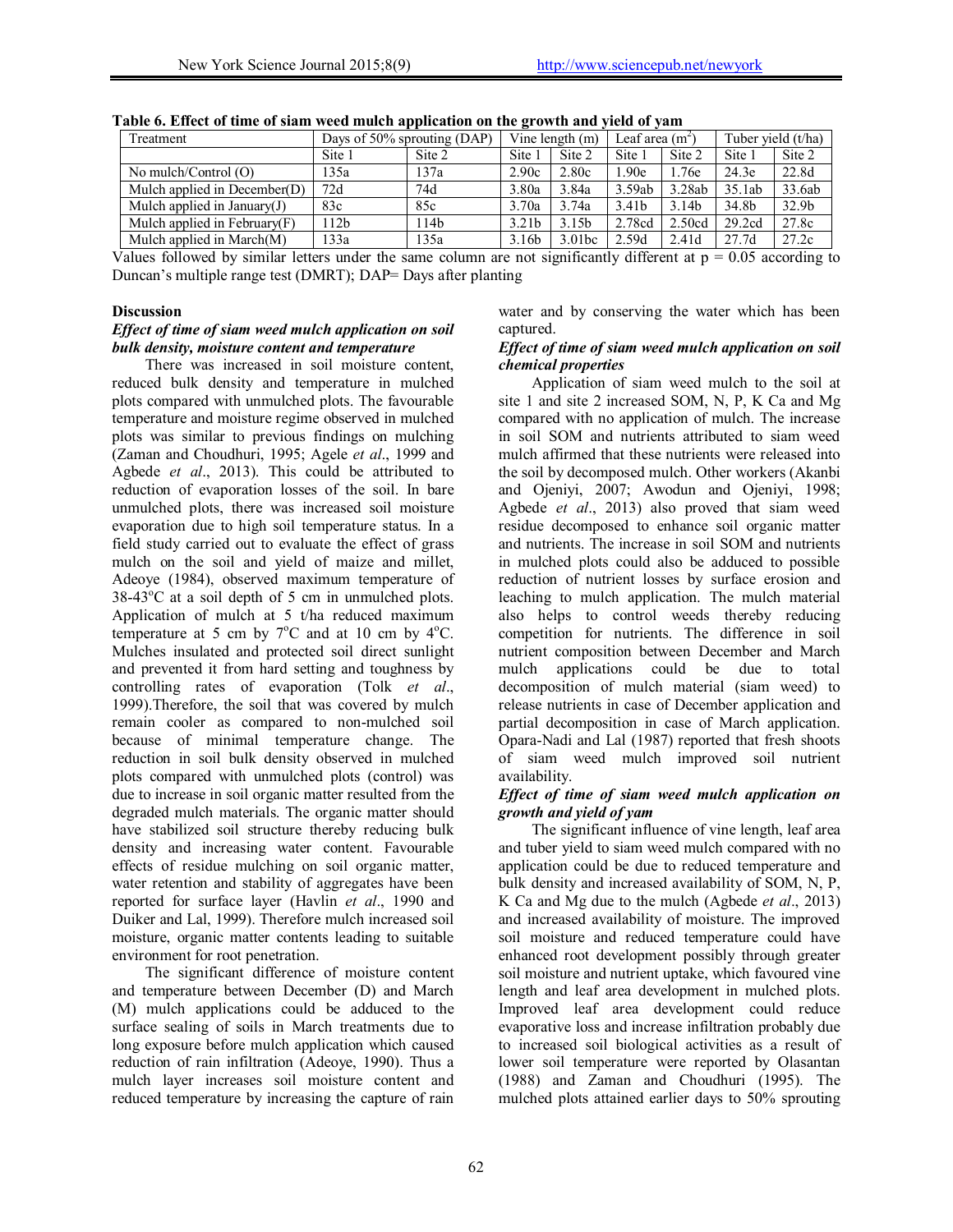**Table 6. Effect of time of siam weed mulch application on the growth and yield of yam**

| Treatment | Days of 50% sprouting (DAP) | | Vine length (m) | | Leaf area ($m^2$) | | Tuber yield (t/ha) | |
|---|---|---|---|---|---|---|---|---|
| | Site 1 | Site 2 | Site 1 | Site 2 | Site 1 | Site 2 | Site 1 | Site 2 |
| No mulch/Control (O) | 135a | 137a | 2.90c | 2.80c | 1.90e | 1.76e | 24.3e | 22.8d |
| Mulch applied in December(D) | 72d | 74d | 3.80a | 3.84a | 3.59ab | 3.28ab | 35.1ab | 33.6ab |
| Mulch applied in January(J) | 83c | 85c | 3.70a | 3.74a | 3.41b | 3.14b | 34.8b | 32.9b |
| Mulch applied in February(F) | 112b | 114b | 3.21b | 3.15b | 2.78cd | 2.50cd | 29.2cd | 27.8c |
| Mulch applied in March(M) | 133a | 135a | 3.16b | 3.01bc | 2.59d | 2.41d | 27.7d | 27.2c |

Values followed by similar letters under the same column are not significantly different at $p = 0.05$ according to Duncan's multiple range test (DMRT); DAP= Days after planting

## Discussion

### *Effect of time of siam weed mulch application on soil bulk density, moisture content and temperature*

There was increased in soil moisture content, reduced bulk density and temperature in mulched plots compared with unmulched plots. The favourable temperature and moisture regime observed in mulched plots was similar to previous findings on mulching (Zaman and Choudhuri, 1995; Agele *et al*., 1999 and Agbede *et al*., 2013). This could be attributed to reduction of evaporation losses of the soil. In bare unmulched plots, there was increased soil moisture evaporation due to high soil temperature status. In a field study carried out to evaluate the effect of grass mulch on the soil and yield of maize and millet, Adeoye (1984), observed maximum temperature of 38-43°C at a soil depth of 5 cm in unmulched plots. Application of mulch at 5 t/ha reduced maximum temperature at 5 cm by 7°C and at 10 cm by 4°C. Mulches insulated and protected soil direct sunlight and prevented it from hard setting and toughness by controlling rates of evaporation (Tolk *et al*., 1999).Therefore, the soil that was covered by mulch remain cooler as compared to non-mulched soil because of minimal temperature change. The reduction in soil bulk density observed in mulched plots compared with unmulched plots (control) was due to increase in soil organic matter resulted from the degraded mulch materials. The organic matter should have stabilized soil structure thereby reducing bulk density and increasing water content. Favourable effects of residue mulching on soil organic matter, water retention and stability of aggregates have been reported for surface layer (Havlin *et al*., 1990 and Duiker and Lal, 1999). Therefore mulch increased soil moisture, organic matter contents leading to suitable environment for root penetration.

The significant difference of moisture content and temperature between December (D) and March (M) mulch applications could be adduced to the surface sealing of soils in March treatments due to long exposure before mulch application which caused reduction of rain infiltration (Adeoye, 1990). Thus a mulch layer increases soil moisture content and reduced temperature by increasing the capture of rain water and by conserving the water which has been captured.

### *Effect of time of siam weed mulch application on soil chemical properties*

Application of siam weed mulch to the soil at site 1 and site 2 increased SOM, N, P, K Ca and Mg compared with no application of mulch. The increase in soil SOM and nutrients attributed to siam weed mulch affirmed that these nutrients were released into the soil by decomposed mulch. Other workers (Akanbi and Ojeniyi, 2007; Awodun and Ojeniyi, 1998; Agbede *et al*., 2013) also proved that siam weed residue decomposed to enhance soil organic matter and nutrients. The increase in soil SOM and nutrients in mulched plots could also be adduced to possible reduction of nutrient losses by surface erosion and leaching to mulch application. The mulch material also helps to control weeds thereby reducing competition for nutrients. The difference in soil nutrient composition between December and March mulch applications could be due to total decomposition of mulch material (siam weed) to release nutrients in case of December application and partial decomposition in case of March application. Opara-Nadi and Lal (1987) reported that fresh shoots of siam weed mulch improved soil nutrient availability.

### *Effect of time of siam weed mulch application on growth and yield of yam*

The significant influence of vine length, leaf area and tuber yield to siam weed mulch compared with no application could be due to reduced temperature and bulk density and increased availability of SOM, N, P, K Ca and Mg due to the mulch (Agbede *et al*., 2013) and increased availability of moisture. The improved soil moisture and reduced temperature could have enhanced root development possibly through greater soil moisture and nutrient uptake, which favoured vine length and leaf area development in mulched plots. Improved leaf area development could reduce evaporative loss and increase infiltration probably due to increased soil biological activities as a result of lower soil temperature were reported by Olasantan (1988) and Zaman and Choudhuri (1995). The mulched plots attained earlier days to 50% sprouting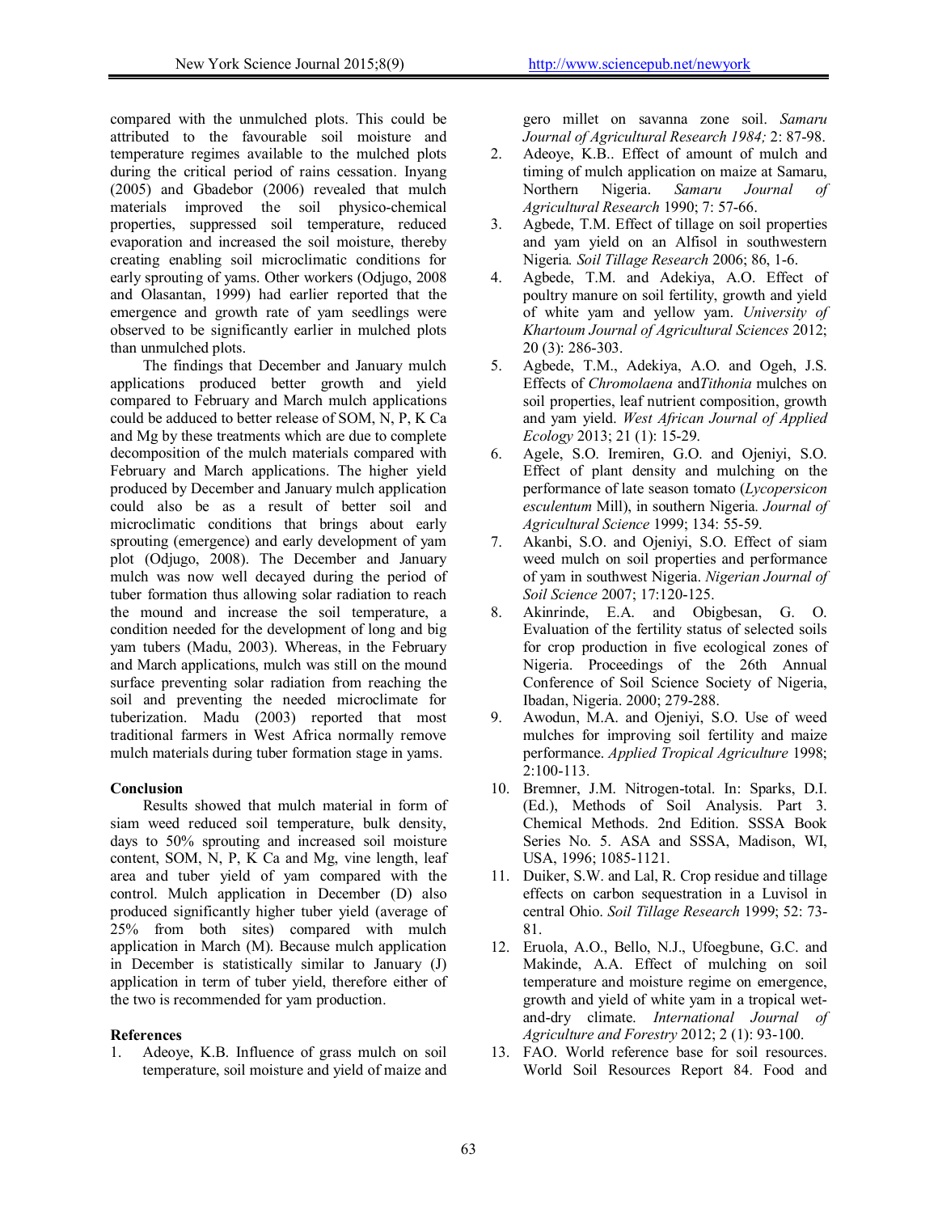compared with the unmulched plots. This could be attributed to the favourable soil moisture and temperature regimes available to the mulched plots during the critical period of rains cessation. Inyang (2005) and Gbadebor (2006) revealed that mulch materials improved the soil physico-chemical properties, suppressed soil temperature, reduced evaporation and increased the soil moisture, thereby creating enabling soil microclimatic conditions for early sprouting of yams. Other workers (Odjugo, 2008 and Olasantan, 1999) had earlier reported that the emergence and growth rate of yam seedlings were observed to be significantly earlier in mulched plots than unmulched plots.

The findings that December and January mulch applications produced better growth and yield compared to February and March mulch applications could be adduced to better release of SOM, N, P, K Ca and Mg by these treatments which are due to complete decomposition of the mulch materials compared with February and March applications. The higher yield produced by December and January mulch application could also be as a result of better soil and microclimatic conditions that brings about early sprouting (emergence) and early development of yam plot (Odjugo, 2008). The December and January mulch was now well decayed during the period of tuber formation thus allowing solar radiation to reach the mound and increase the soil temperature, a condition needed for the development of long and big yam tubers (Madu, 2003). Whereas, in the February and March applications, mulch was still on the mound surface preventing solar radiation from reaching the soil and preventing the needed microclimate for tuberization. Madu (2003) reported that most traditional farmers in West Africa normally remove mulch materials during tuber formation stage in yams.

**Conclusion**

Results showed that mulch material in form of siam weed reduced soil temperature, bulk density, days to 50% sprouting and increased soil moisture content, SOM, N, P, K Ca and Mg, vine length, leaf area and tuber yield of yam compared with the control. Mulch application in December (D) also produced significantly higher tuber yield (average of 25% from both sites) compared with mulch application in March (M). Because mulch application in December is statistically similar to January (J) application in term of tuber yield, therefore either of the two is recommended for yam production.

**References**

1. Adeoye, K.B. Influence of grass mulch on soil temperature, soil moisture and yield of maize and gero millet on savanna zone soil. *Samaru Journal of Agricultural Research 1984;* 2: 87-98.
2. Adeoye, K.B.. Effect of amount of mulch and timing of mulch application on maize at Samaru, Northern Nigeria. *Samaru Journal of Agricultural Research* 1990; 7: 57-66.
3. Agbede, T.M. Effect of tillage on soil properties and yam yield on an Alfisol in southwestern Nigeria. *Soil Tillage Research* 2006; 86, 1-6.
4. Agbede, T.M. and Adekiya, A.O. Effect of poultry manure on soil fertility, growth and yield of white yam and yellow yam. *University of Khartoum Journal of Agricultural Sciences* 2012; 20 (3): 286-303.
5. Agbede, T.M., Adekiya, A.O. and Ogeh, J.S. Effects of *Chromolaena* and*Tithonia* mulches on soil properties, leaf nutrient composition, growth and yam yield. *West African Journal of Applied Ecology* 2013; 21 (1): 15-29.
6. Agele, S.O. Iremiren, G.O. and Ojeniyi, S.O. Effect of plant density and mulching on the performance of late season tomato (*Lycopersicon esculentum* Mill), in southern Nigeria. *Journal of Agricultural Science* 1999; 134: 55-59.
7. Akanbi, S.O. and Ojeniyi, S.O. Effect of siam weed mulch on soil properties and performance of yam in southwest Nigeria. *Nigerian Journal of Soil Science* 2007; 17:120-125.
8. Akinrinde, E.A. and Obigbesan, G. O. Evaluation of the fertility status of selected soils for crop production in five ecological zones of Nigeria. Proceedings of the 26th Annual Conference of Soil Science Society of Nigeria, Ibadan, Nigeria. 2000; 279-288.
9. Awodun, M.A. and Ojeniyi, S.O. Use of weed mulches for improving soil fertility and maize performance. *Applied Tropical Agriculture* 1998; 2:100-113.
10. Bremner, J.M. Nitrogen-total. In: Sparks, D.I. (Ed.), Methods of Soil Analysis. Part 3. Chemical Methods. 2nd Edition. SSSA Book Series No. 5. ASA and SSSA, Madison, WI, USA, 1996; 1085-1121.
11. Duiker, S.W. and Lal, R. Crop residue and tillage effects on carbon sequestration in a Luvisol in central Ohio. *Soil Tillage Research* 1999; 52: 73-81.
12. Eruola, A.O., Bello, N.J., Ufoegbune, G.C. and Makinde, A.A. Effect of mulching on soil temperature and moisture regime on emergence, growth and yield of white yam in a tropical wet-and-dry climate. *International Journal of Agriculture and Forestry* 2012; 2 (1): 93-100.
13. FAO. World reference base for soil resources. World Soil Resources Report 84. Food and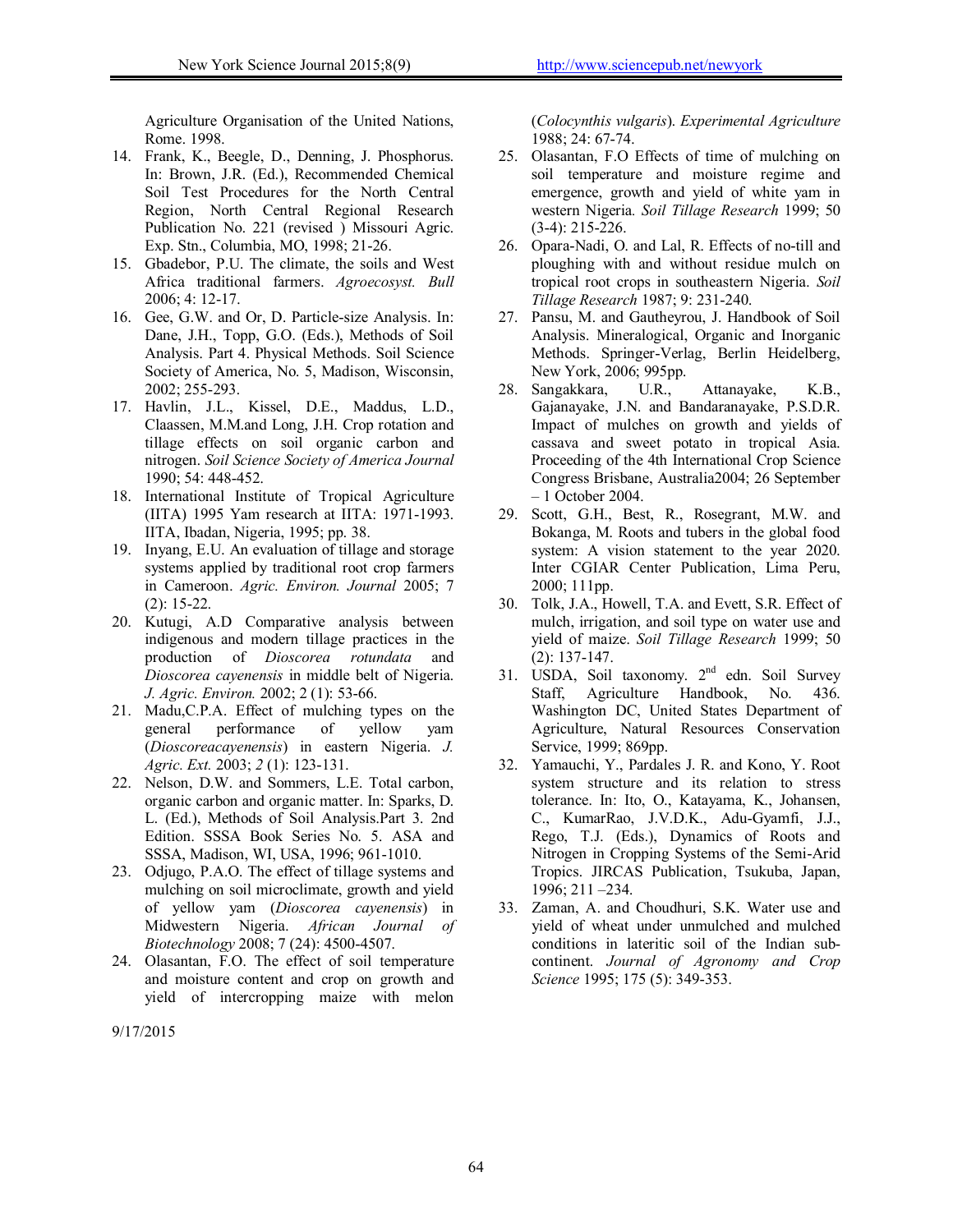Agriculture Organisation of the United Nations, Rome. 1998.

14. Frank, K., Beegle, D., Denning, J. Phosphorus. In: Brown, J.R. (Ed.), Recommended Chemical Soil Test Procedures for the North Central Region, North Central Regional Research Publication No. 221 (revised ) Missouri Agric. Exp. Stn., Columbia, MO, 1998; 21-26.
15. Gbadebor, P.U. The climate, the soils and West Africa traditional farmers. *Agroecosyst. Bull* 2006; 4: 12-17.
16. Gee, G.W. and Or, D. Particle-size Analysis. In: Dane, J.H., Topp, G.O. (Eds.), Methods of Soil Analysis. Part 4. Physical Methods. Soil Science Society of America, No. 5, Madison, Wisconsin, 2002; 255-293.
17. Havlin, J.L., Kissel, D.E., Maddus, L.D., Claassen, M.M.and Long, J.H. Crop rotation and tillage effects on soil organic carbon and nitrogen. *Soil Science Society of America Journal* 1990; 54: 448-452.
18. International Institute of Tropical Agriculture (IITA) 1995 Yam research at IITA: 1971-1993. IITA, Ibadan, Nigeria, 1995; pp. 38.
19. Inyang, E.U. An evaluation of tillage and storage systems applied by traditional root crop farmers in Cameroon. *Agric. Environ. Journal* 2005; 7 (2): 15-22.
20. Kutugi, A.D Comparative analysis between indigenous and modern tillage practices in the production of *Dioscorea rotundata* and *Dioscorea cayenensis* in middle belt of Nigeria. *J. Agric. Environ.* 2002; 2 (1): 53-66.
21. Madu,C.P.A. Effect of mulching types on the general performance of yellow yam (*Dioscoreacayenensis*) in eastern Nigeria. *J. Agric. Ext.* 2003; *2* (1): 123-131.
22. Nelson, D.W. and Sommers, L.E. Total carbon, organic carbon and organic matter. In: Sparks, D. L. (Ed.), Methods of Soil Analysis.Part 3. 2nd Edition. SSSA Book Series No. 5. ASA and SSSA, Madison, WI, USA, 1996; 961-1010.
23. Odjugo, P.A.O. The effect of tillage systems and mulching on soil microclimate, growth and yield of yellow yam (*Dioscorea cayenensis*) in Midwestern Nigeria. *African Journal of Biotechnology* 2008; 7 (24): 4500-4507.
24. Olasantan, F.O. The effect of soil temperature and moisture content and crop on growth and yield of intercropping maize with melon (*Colocynthis vulgaris*). *Experimental Agriculture* 1988; 24: 67-74.
25. Olasantan, F.O Effects of time of mulching on soil temperature and moisture regime and emergence, growth and yield of white yam in western Nigeria. *Soil Tillage Research* 1999; 50 (3-4): 215-226.
26. Opara-Nadi, O. and Lal, R. Effects of no-till and ploughing with and without residue mulch on tropical root crops in southeastern Nigeria. *Soil Tillage Research* 1987; 9: 231-240.
27. Pansu, M. and Gautheyrou, J. Handbook of Soil Analysis. Mineralogical, Organic and Inorganic Methods. Springer-Verlag, Berlin Heidelberg, New York, 2006; 995pp.
28. Sangakkara, U.R., Attanayake, K.B., Gajanayake, J.N. and Bandaranayake, P.S.D.R. Impact of mulches on growth and yields of cassava and sweet potato in tropical Asia. Proceeding of the 4th International Crop Science Congress Brisbane, Australia2004; 26 September – 1 October 2004.
29. Scott, G.H., Best, R., Rosegrant, M.W. and Bokanga, M. Roots and tubers in the global food system: A vision statement to the year 2020. Inter CGIAR Center Publication, Lima Peru, 2000; 111pp.
30. Tolk, J.A., Howell, T.A. and Evett, S.R. Effect of mulch, irrigation, and soil type on water use and yield of maize. *Soil Tillage Research* 1999; 50 (2): 137-147.
31. USDA, Soil taxonomy. 2nd edn. Soil Survey Staff, Agriculture Handbook, No. 436. Washington DC, United States Department of Agriculture, Natural Resources Conservation Service, 1999; 869pp.
32. Yamauchi, Y., Pardales J. R. and Kono, Y. Root system structure and its relation to stress tolerance. In: Ito, O., Katayama, K., Johansen, C., KumarRao, J.V.D.K., Adu-Gyamfi, J.J., Rego, T.J. (Eds.), Dynamics of Roots and Nitrogen in Cropping Systems of the Semi-Arid Tropics. JIRCAS Publication, Tsukuba, Japan, 1996; 211 –234.
33. Zaman, A. and Choudhuri, S.K. Water use and yield of wheat under unmulched and mulched conditions in lateritic soil of the Indian sub-continent. *Journal of Agronomy and Crop Science* 1995; 175 (5): 349-353.

9/17/2015